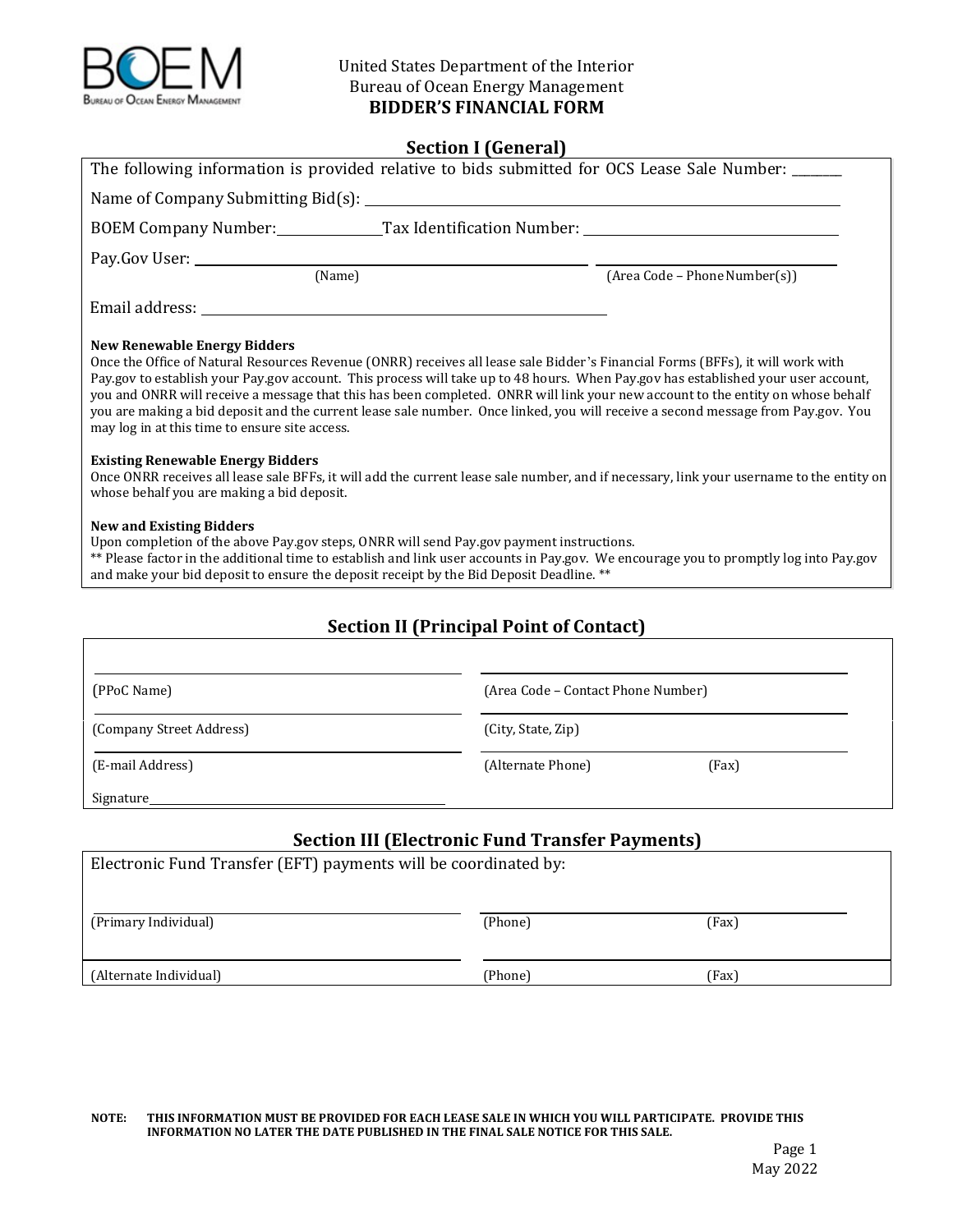United States Department of the Interior
Bureau of Ocean Energy Management
**BIDDER'S FINANCIAL FORM**

## Section I (General)

The following information is provided relative to bids submitted for OCS Lease Sale Number: ________

Name of Company Submitting Bid(s): ______________________________

BOEM Company Number: ____________ Tax Identification Number: ______________________

Pay.Gov User: ______________________________ ______________________
(Name) (Area Code – Phone Number(s))

Email address: ______________________________

**New Renewable Energy Bidders**
Once the Office of Natural Resources Revenue (ONRR) receives all lease sale Bidder's Financial Forms (BFFs), it will work with Pay.gov to establish your Pay.gov account. This process will take up to 48 hours. When Pay.gov has established your user account, you and ONRR will receive a message that this has been completed. ONRR will link your new account to the entity on whose behalf you are making a bid deposit and the current lease sale number. Once linked, you will receive a second message from Pay.gov. You may log in at this time to ensure site access.

**Existing Renewable Energy Bidders**
Once ONRR receives all lease sale BFFs, it will add the current lease sale number, and if necessary, link your username to the entity on whose behalf you are making a bid deposit.

**New and Existing Bidders**
Upon completion of the above Pay.gov steps, ONRR will send Pay.gov payment instructions.
** Please factor in the additional time to establish and link user accounts in Pay.gov. We encourage you to promptly log into Pay.gov and make your bid deposit to ensure the deposit receipt by the Bid Deposit Deadline. **

## Section II (Principal Point of Contact)

| | |
|---|---|
| (PPoC Name) | (Area Code – Contact Phone Number) |
| (Company Street Address) | (City, State, Zip) |
| (E-mail Address) | (Alternate Phone) (Fax) |

Signature ______________________________

## Section III (Electronic Fund Transfer Payments)

Electronic Fund Transfer (EFT) payments will be coordinated by:

| | | |
|---|---|---|
| (Primary Individual) | (Phone) | (Fax) |
| (Alternate Individual) | (Phone) | (Fax) |

**NOTE: THIS INFORMATION MUST BE PROVIDED FOR EACH LEASE SALE IN WHICH YOU WILL PARTICIPATE. PROVIDE THIS INFORMATION NO LATER THE DATE PUBLISHED IN THE FINAL SALE NOTICE FOR THIS SALE.**

May 2022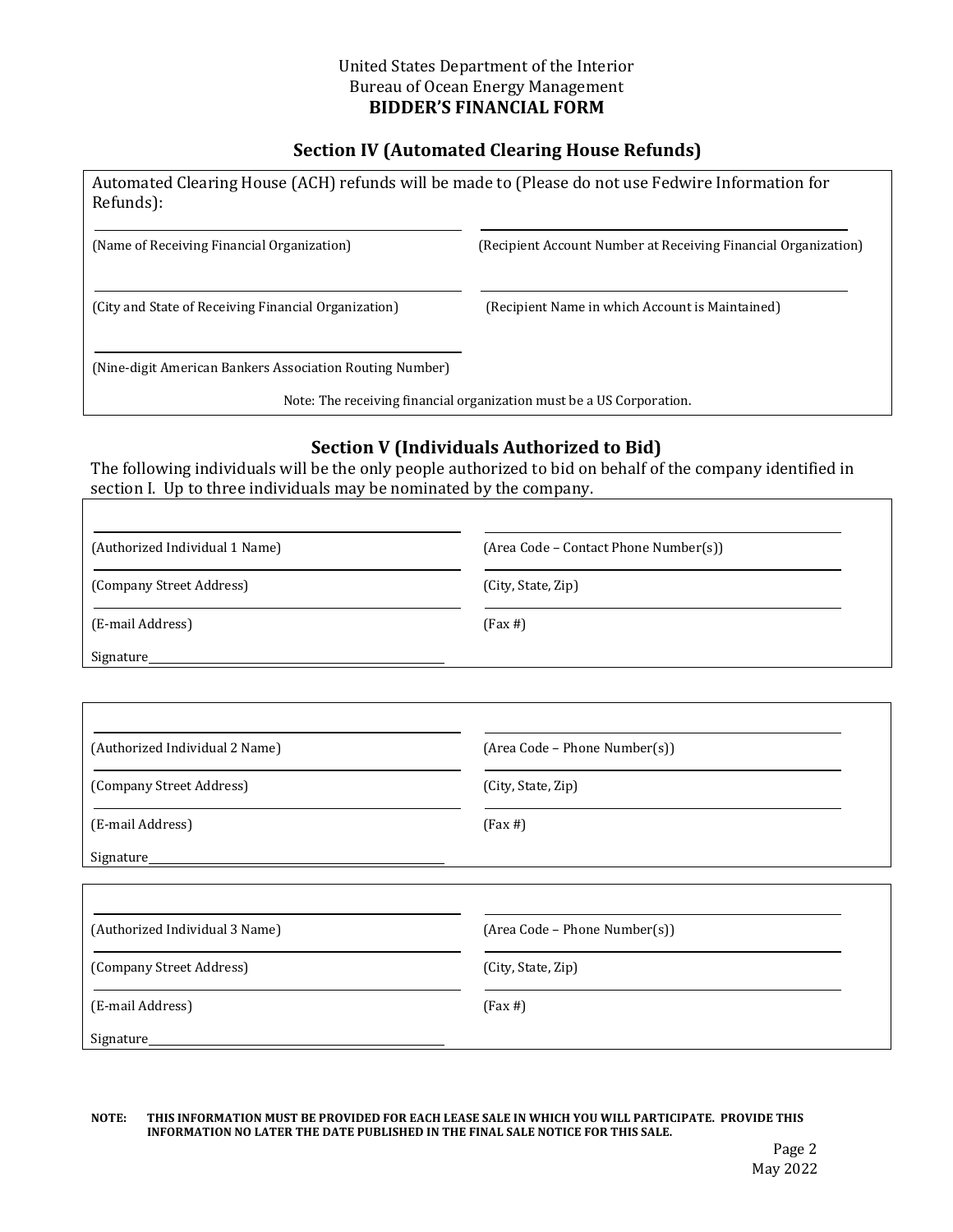United States Department of the Interior
Bureau of Ocean Energy Management
**BIDDER'S FINANCIAL FORM**

## Section IV (Automated Clearing House Refunds)

Automated Clearing House (ACH) refunds will be made to (Please do not use Fedwire Information for Refunds):

| | |
|---|---|
| (Name of Receiving Financial Organization) | (Recipient Account Number at Receiving Financial Organization) |
| (City and State of Receiving Financial Organization) | (Recipient Name in which Account is Maintained) |
| (Nine-digit American Bankers Association Routing Number) | |

Note: The receiving financial organization must be a US Corporation.

## Section V (Individuals Authorized to Bid)

The following individuals will be the only people authorized to bid on behalf of the company identified in section I. Up to three individuals may be nominated by the company.

| | |
|---|---|
| (Authorized Individual 1 Name) | (Area Code – Contact Phone Number(s)) |
| (Company Street Address) | (City, State, Zip) |
| (E-mail Address) | (Fax #) |

Signature\_\_\_\_\_\_\_\_\_\_\_\_\_\_\_\_\_\_\_\_\_\_\_\_\_\_\_\_\_\_\_\_\_\_\_\_\_\_\_\_

| | |
|---|---|
| (Authorized Individual 2 Name) | (Area Code – Phone Number(s)) |
| (Company Street Address) | (City, State, Zip) |
| (E-mail Address) | (Fax #) |

Signature\_\_\_\_\_\_\_\_\_\_\_\_\_\_\_\_\_\_\_\_\_\_\_\_\_\_\_\_\_\_\_\_\_\_\_\_\_\_\_\_

| | |
|---|---|
| (Authorized Individual 3 Name) | (Area Code – Phone Number(s)) |
| (Company Street Address) | (City, State, Zip) |
| (E-mail Address) | (Fax #) |

Signature\_\_\_\_\_\_\_\_\_\_\_\_\_\_\_\_\_\_\_\_\_\_\_\_\_\_\_\_\_\_\_\_\_\_\_\_\_\_\_\_

**NOTE: THIS INFORMATION MUST BE PROVIDED FOR EACH LEASE SALE IN WHICH YOU WILL PARTICIPATE. PROVIDE THIS INFORMATION NO LATER THE DATE PUBLISHED IN THE FINAL SALE NOTICE FOR THIS SALE.**

May 2022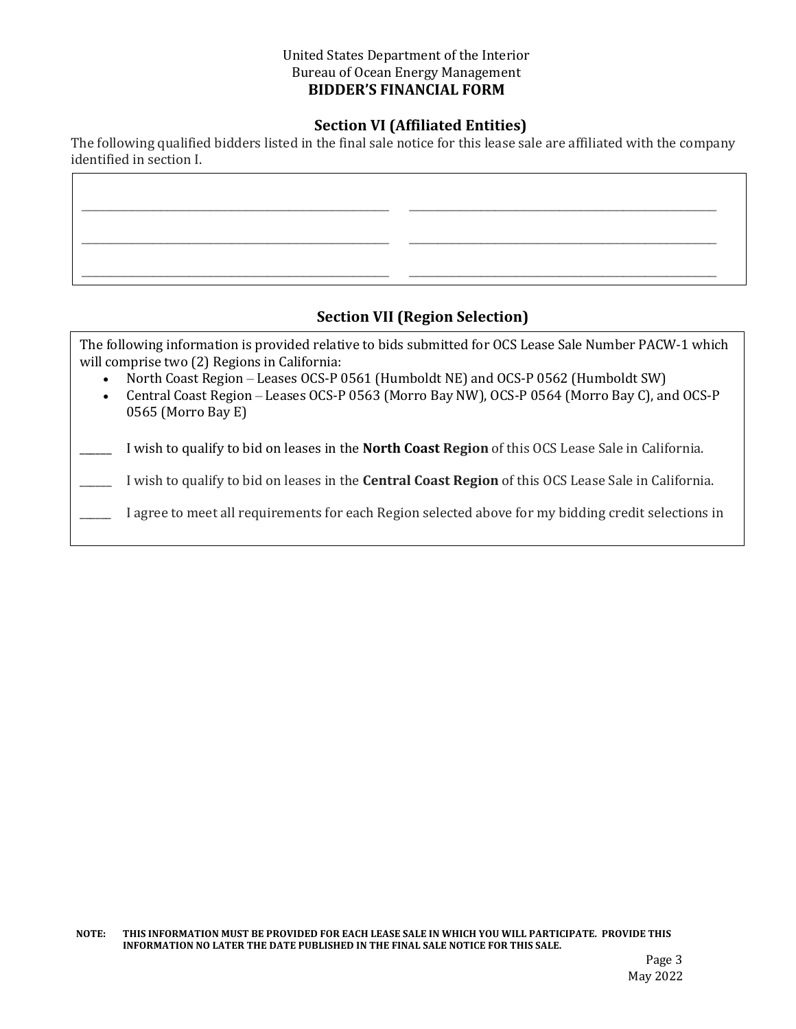United States Department of the Interior
Bureau of Ocean Energy Management
**BIDDER'S FINANCIAL FORM**

## Section VI (Affiliated Entities)

The following qualified bidders listed in the final sale notice for this lease sale are affiliated with the company identified in section I.

| | |
|---|---|
| ______________________________ | ______________________________ |
| ______________________________ | ______________________________ |
| ______________________________ | ______________________________ |

## Section VII (Region Selection)

The following information is provided relative to bids submitted for OCS Lease Sale Number PACW-1 which will comprise two (2) Regions in California:

- North Coast Region – Leases OCS-P 0561 (Humboldt NE) and OCS-P 0562 (Humboldt SW)
- Central Coast Region – Leases OCS-P 0563 (Morro Bay NW), OCS-P 0564 (Morro Bay C), and OCS-P 0565 (Morro Bay E)

______ I wish to qualify to bid on leases in the **North Coast Region** of this OCS Lease Sale in California.

______ I wish to qualify to bid on leases in the **Central Coast Region** of this OCS Lease Sale in California.

______ I agree to meet all requirements for each Region selected above for my bidding credit selections in

**NOTE: THIS INFORMATION MUST BE PROVIDED FOR EACH LEASE SALE IN WHICH YOU WILL PARTICIPATE. PROVIDE THIS INFORMATION NO LATER THE DATE PUBLISHED IN THE FINAL SALE NOTICE FOR THIS SALE.**

May 2022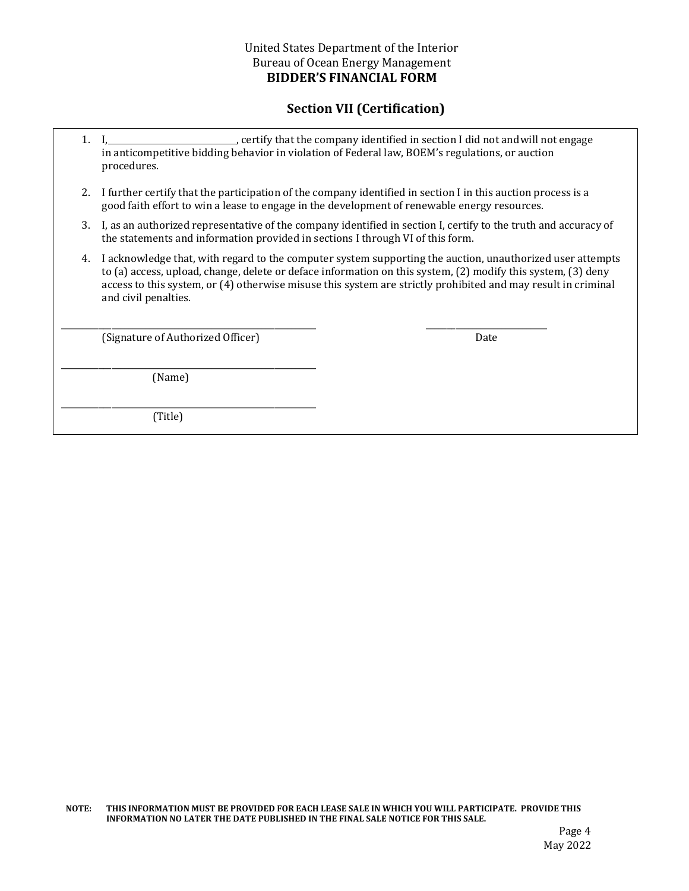United States Department of the Interior
Bureau of Ocean Energy Management
**BIDDER'S FINANCIAL FORM**

## Section VII (Certification)

1. I,\_\_\_\_\_\_\_\_\_\_\_\_\_\_\_\_\_\_\_\_\_\_\_\_\_\_\_\_\_\_, certify that the company identified in section I did not and will not engage in anticompetitive bidding behavior in violation of Federal law, BOEM's regulations, or auction procedures.
2. I further certify that the participation of the company identified in section I in this auction process is a good faith effort to win a lease to engage in the development of renewable energy resources.
3. I, as an authorized representative of the company identified in section I, certify to the truth and accuracy of the statements and information provided in sections I through VI of this form.
4. I acknowledge that, with regard to the computer system supporting the auction, unauthorized user attempts to (a) access, upload, change, delete or deface information on this system, (2) modify this system, (3) deny access to this system, or (4) otherwise misuse this system are strictly prohibited and may result in criminal and civil penalties.

\_\_\_\_\_\_\_\_\_\_\_\_\_\_\_\_\_\_\_\_\_\_\_\_\_\_\_\_\_\_\_\_\_\_\_\_\_\_\_\_ \_\_\_\_\_\_\_\_\_\_\_\_\_\_\_\_\_\_\_\_\_\_\_\_
(Signature of Authorized Officer) Date

\_\_\_\_\_\_\_\_\_\_\_\_\_\_\_\_\_\_\_\_\_\_\_\_\_\_\_\_\_\_\_\_\_\_\_\_\_\_\_\_
(Name)

\_\_\_\_\_\_\_\_\_\_\_\_\_\_\_\_\_\_\_\_\_\_\_\_\_\_\_\_\_\_\_\_\_\_\_\_\_\_\_\_
(Title)

**NOTE: THIS INFORMATION MUST BE PROVIDED FOR EACH LEASE SALE IN WHICH YOU WILL PARTICIPATE. PROVIDE THIS INFORMATION NO LATER THE DATE PUBLISHED IN THE FINAL SALE NOTICE FOR THIS SALE.**

May 2022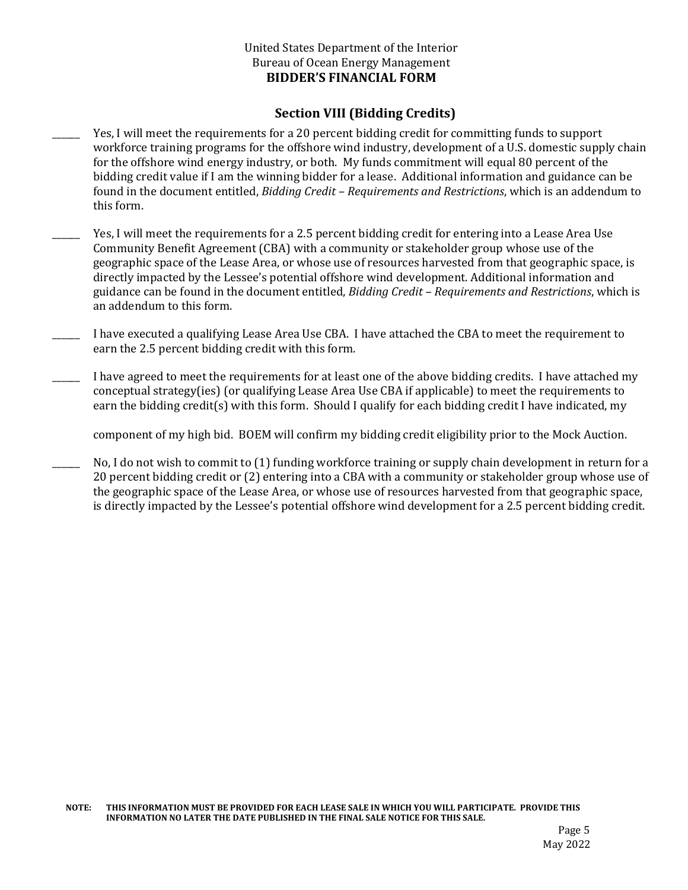United States Department of the Interior
Bureau of Ocean Energy Management
**BIDDER'S FINANCIAL FORM**

## Section VIII (Bidding Credits)

\_\_\_\_\_\_ Yes, I will meet the requirements for a 20 percent bidding credit for committing funds to support workforce training programs for the offshore wind industry, development of a U.S. domestic supply chain for the offshore wind energy industry, or both. My funds commitment will equal 80 percent of the bidding credit value if I am the winning bidder for a lease. Additional information and guidance can be found in the document entitled, *Bidding Credit – Requirements and Restrictions*, which is an addendum to this form.

\_\_\_\_\_\_ Yes, I will meet the requirements for a 2.5 percent bidding credit for entering into a Lease Area Use Community Benefit Agreement (CBA) with a community or stakeholder group whose use of the geographic space of the Lease Area, or whose use of resources harvested from that geographic space, is directly impacted by the Lessee's potential offshore wind development. Additional information and guidance can be found in the document entitled, *Bidding Credit – Requirements and Restrictions*, which is an addendum to this form.

\_\_\_\_\_\_ I have executed a qualifying Lease Area Use CBA. I have attached the CBA to meet the requirement to earn the 2.5 percent bidding credit with this form.

\_\_\_\_\_\_ I have agreed to meet the requirements for at least one of the above bidding credits. I have attached my conceptual strategy(ies) (or qualifying Lease Area Use CBA if applicable) to meet the requirements to earn the bidding credit(s) with this form. Should I qualify for each bidding credit I have indicated, my

component of my high bid. BOEM will confirm my bidding credit eligibility prior to the Mock Auction.

\_\_\_\_\_\_ No, I do not wish to commit to (1) funding workforce training or supply chain development in return for a 20 percent bidding credit or (2) entering into a CBA with a community or stakeholder group whose use of the geographic space of the Lease Area, or whose use of resources harvested from that geographic space, is directly impacted by the Lessee's potential offshore wind development for a 2.5 percent bidding credit.

**NOTE: THIS INFORMATION MUST BE PROVIDED FOR EACH LEASE SALE IN WHICH YOU WILL PARTICIPATE. PROVIDE THIS INFORMATION NO LATER THE DATE PUBLISHED IN THE FINAL SALE NOTICE FOR THIS SALE.**

May 2022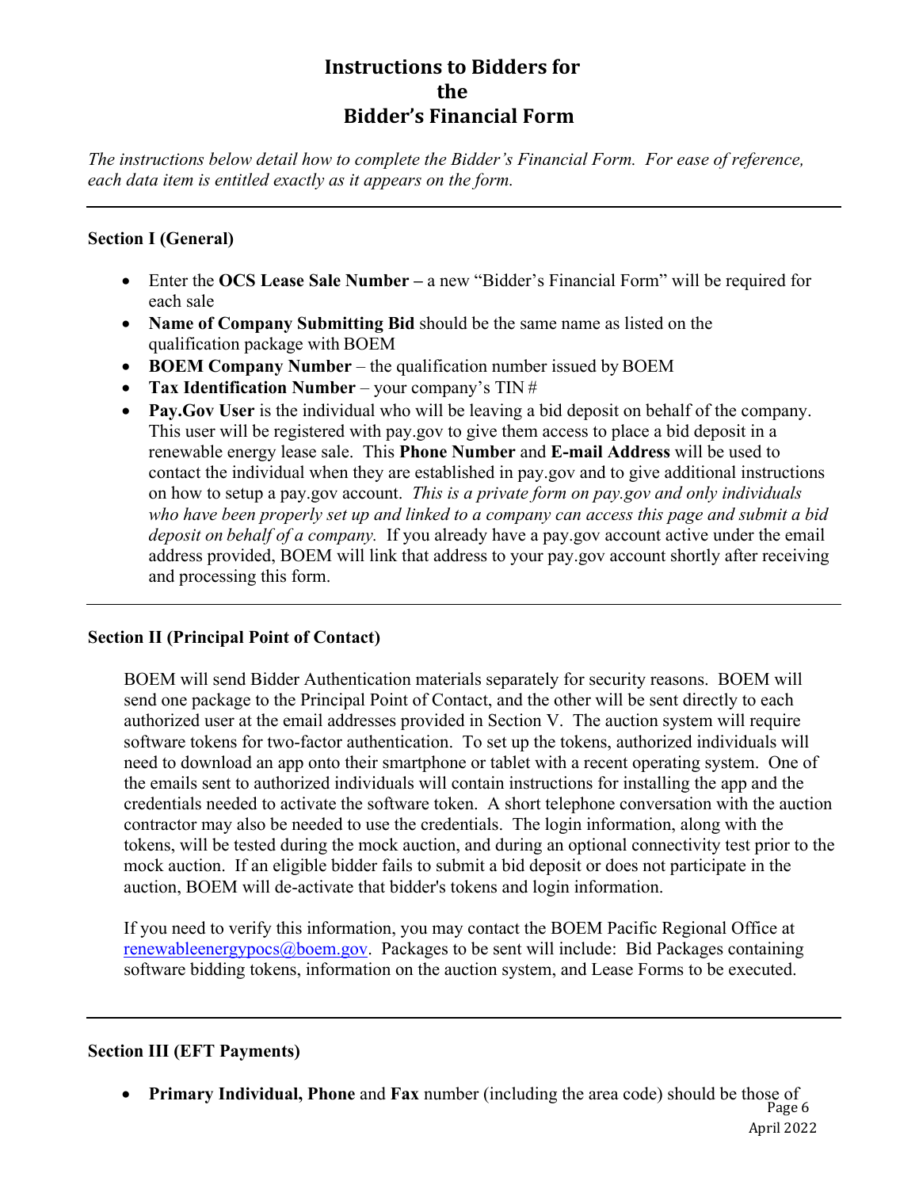# Instructions to Bidders for the Bidder's Financial Form

*The instructions below detail how to complete the Bidder's Financial Form. For ease of reference, each data item is entitled exactly as it appears on the form.*

---

**Section I (General)**

- Enter the **OCS Lease Sale Number –** a new "Bidder's Financial Form" will be required for each sale
- **Name of Company Submitting Bid** should be the same name as listed on the qualification package with BOEM
- **BOEM Company Number** – the qualification number issued by BOEM
- **Tax Identification Number** – your company's TIN #
- **Pay.Gov User** is the individual who will be leaving a bid deposit on behalf of the company. This user will be registered with pay.gov to give them access to place a bid deposit in a renewable energy lease sale. This **Phone Number** and **E-mail Address** will be used to contact the individual when they are established in pay.gov and to give additional instructions on how to setup a pay.gov account. *This is a private form on pay.gov and only individuals who have been properly set up and linked to a company can access this page and submit a bid deposit on behalf of a company.* If you already have a pay.gov account active under the email address provided, BOEM will link that address to your pay.gov account shortly after receiving and processing this form.

---

**Section II (Principal Point of Contact)**

BOEM will send Bidder Authentication materials separately for security reasons. BOEM will send one package to the Principal Point of Contact, and the other will be sent directly to each authorized user at the email addresses provided in Section V. The auction system will require software tokens for two-factor authentication. To set up the tokens, authorized individuals will need to download an app onto their smartphone or tablet with a recent operating system. One of the emails sent to authorized individuals will contain instructions for installing the app and the credentials needed to activate the software token. A short telephone conversation with the auction contractor may also be needed to use the credentials. The login information, along with the tokens, will be tested during the mock auction, and during an optional connectivity test prior to the mock auction. If an eligible bidder fails to submit a bid deposit or does not participate in the auction, BOEM will de-activate that bidder's tokens and login information.

If you need to verify this information, you may contact the BOEM Pacific Regional Office at renewableenergypocs@boem.gov. Packages to be sent will include: Bid Packages containing software bidding tokens, information on the auction system, and Lease Forms to be executed.

---

**Section III (EFT Payments)**

- **Primary Individual, Phone** and **Fax** number (including the area code) should be those of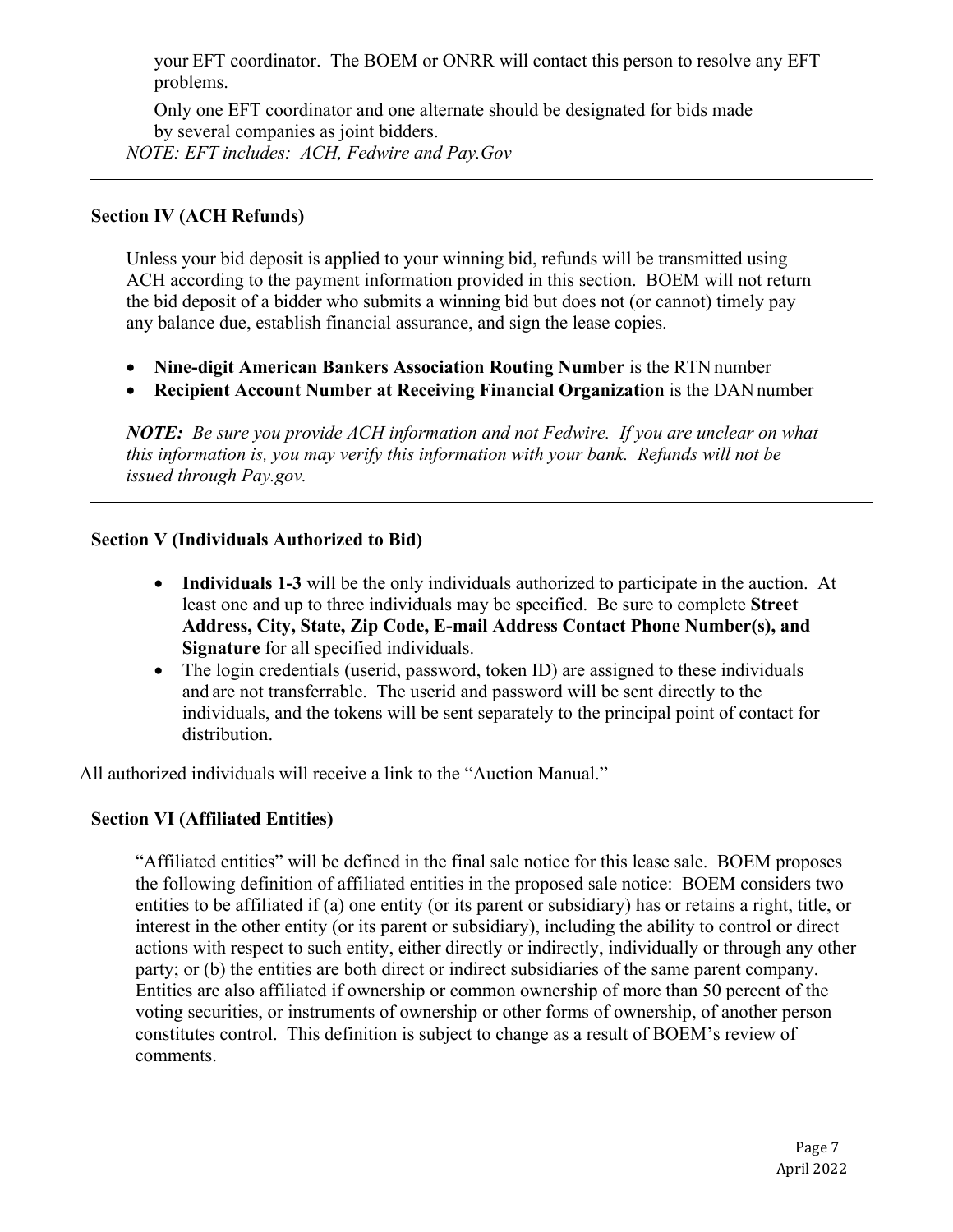your EFT coordinator. The BOEM or ONRR will contact this person to resolve any EFT problems.

Only one EFT coordinator and one alternate should be designated for bids made by several companies as joint bidders.

*NOTE: EFT includes: ACH, Fedwire and Pay.Gov*

---

**Section IV (ACH Refunds)**

Unless your bid deposit is applied to your winning bid, refunds will be transmitted using ACH according to the payment information provided in this section. BOEM will not return the bid deposit of a bidder who submits a winning bid but does not (or cannot) timely pay any balance due, establish financial assurance, and sign the lease copies.

- **Nine-digit American Bankers Association Routing Number** is the RTN number
- **Recipient Account Number at Receiving Financial Organization** is the DAN number

***NOTE:*** *Be sure you provide ACH information and not Fedwire. If you are unclear on what this information is, you may verify this information with your bank. Refunds will not be issued through Pay.gov.*

---

**Section V (Individuals Authorized to Bid)**

- **Individuals 1-3** will be the only individuals authorized to participate in the auction. At least one and up to three individuals may be specified. Be sure to complete **Street Address, City, State, Zip Code, E-mail Address Contact Phone Number(s), and Signature** for all specified individuals.
- The login credentials (userid, password, token ID) are assigned to these individuals and are not transferrable. The userid and password will be sent directly to the individuals, and the tokens will be sent separately to the principal point of contact for distribution.

---

All authorized individuals will receive a link to the "Auction Manual."

**Section VI (Affiliated Entities)**

"Affiliated entities" will be defined in the final sale notice for this lease sale. BOEM proposes the following definition of affiliated entities in the proposed sale notice: BOEM considers two entities to be affiliated if (a) one entity (or its parent or subsidiary) has or retains a right, title, or interest in the other entity (or its parent or subsidiary), including the ability to control or direct actions with respect to such entity, either directly or indirectly, individually or through any other party; or (b) the entities are both direct or indirect subsidiaries of the same parent company. Entities are also affiliated if ownership or common ownership of more than 50 percent of the voting securities, or instruments of ownership or other forms of ownership, of another person constitutes control. This definition is subject to change as a result of BOEM's review of comments.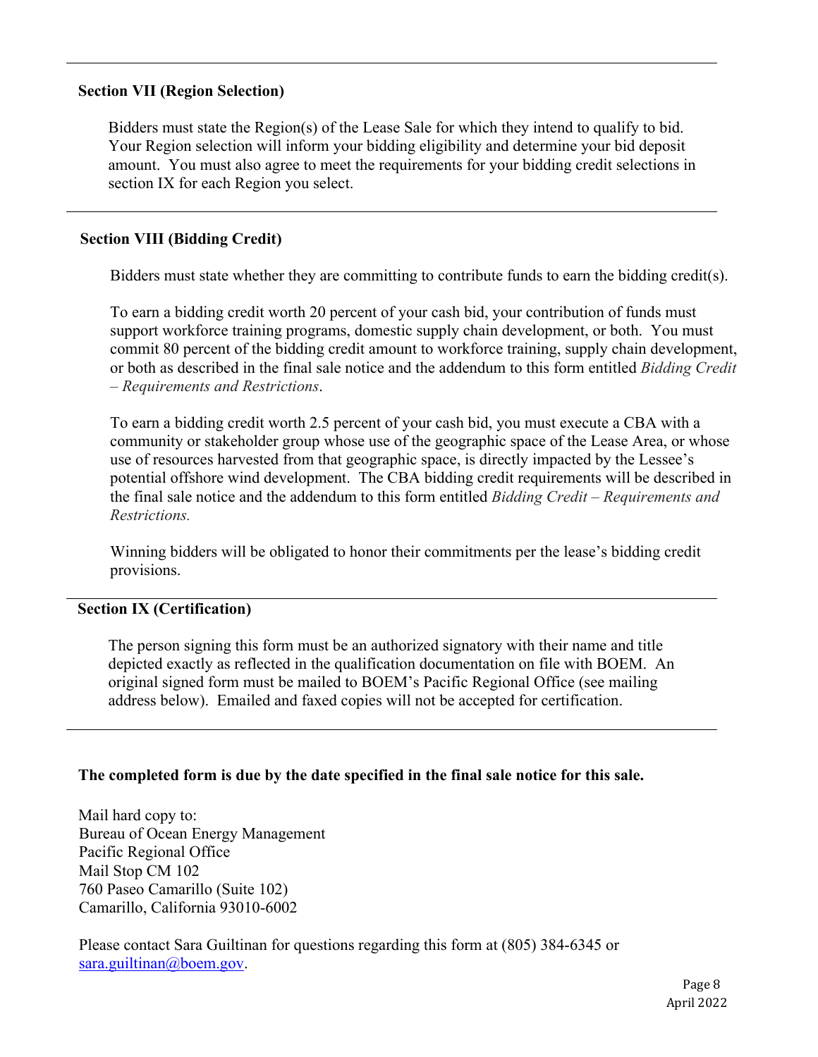### Section VII (Region Selection)

Bidders must state the Region(s) of the Lease Sale for which they intend to qualify to bid. Your Region selection will inform your bidding eligibility and determine your bid deposit amount. You must also agree to meet the requirements for your bidding credit selections in section IX for each Region you select.

### Section VIII (Bidding Credit)

Bidders must state whether they are committing to contribute funds to earn the bidding credit(s).

To earn a bidding credit worth 20 percent of your cash bid, your contribution of funds must support workforce training programs, domestic supply chain development, or both. You must commit 80 percent of the bidding credit amount to workforce training, supply chain development, or both as described in the final sale notice and the addendum to this form entitled *Bidding Credit – Requirements and Restrictions*.

To earn a bidding credit worth 2.5 percent of your cash bid, you must execute a CBA with a community or stakeholder group whose use of the geographic space of the Lease Area, or whose use of resources harvested from that geographic space, is directly impacted by the Lessee's potential offshore wind development. The CBA bidding credit requirements will be described in the final sale notice and the addendum to this form entitled *Bidding Credit – Requirements and Restrictions.*

Winning bidders will be obligated to honor their commitments per the lease's bidding credit provisions.

### Section IX (Certification)

The person signing this form must be an authorized signatory with their name and title depicted exactly as reflected in the qualification documentation on file with BOEM. An original signed form must be mailed to BOEM's Pacific Regional Office (see mailing address below). Emailed and faxed copies will not be accepted for certification.

**The completed form is due by the date specified in the final sale notice for this sale.**

Mail hard copy to:
Bureau of Ocean Energy Management
Pacific Regional Office
Mail Stop CM 102
760 Paseo Camarillo (Suite 102)
Camarillo, California 93010-6002

Please contact Sara Guiltinan for questions regarding this form at (805) 384-6345 or sara.guiltinan@boem.gov.